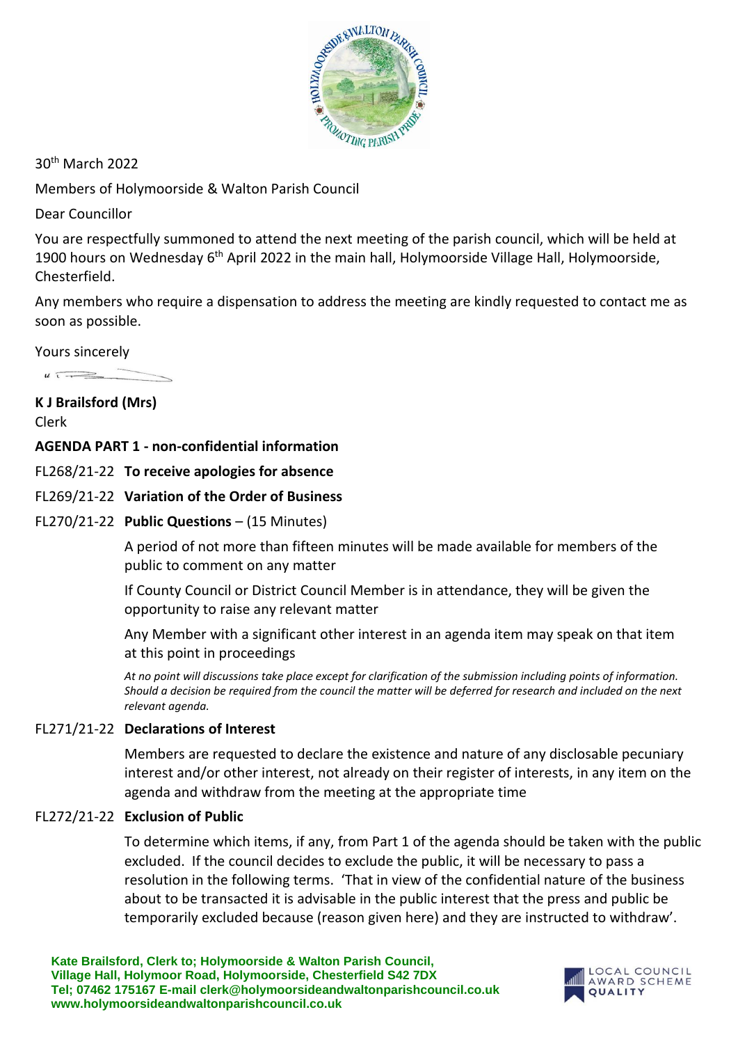30th March 2022

Members of Holymoorside & Walton Parish Council

Dear Councillor

You are respectfully summoned to attend the next meeting of the parish council, which will be held at 1900 hours on Wednesday 6th April 2022 in the main hall, Holymoorside Village Hall, Holymoorside, Chesterfield.

Any members who require a dispensation to address the meeting are kindly requested to contact me as soon as possible.

Yours sincerely

**K J Brailsford (Mrs)**
Clerk

**AGENDA PART 1 - non-confidential information**

FL268/21-22 **To receive apologies for absence**

FL269/21-22 **Variation of the Order of Business**

FL270/21-22 **Public Questions** – (15 Minutes)

A period of not more than fifteen minutes will be made available for members of the public to comment on any matter

If County Council or District Council Member is in attendance, they will be given the opportunity to raise any relevant matter

Any Member with a significant other interest in an agenda item may speak on that item at this point in proceedings

*At no point will discussions take place except for clarification of the submission including points of information. Should a decision be required from the council the matter will be deferred for research and included on the next relevant agenda.*

FL271/21-22 **Declarations of Interest**

Members are requested to declare the existence and nature of any disclosable pecuniary interest and/or other interest, not already on their register of interests, in any item on the agenda and withdraw from the meeting at the appropriate time

FL272/21-22 **Exclusion of Public**

To determine which items, if any, from Part 1 of the agenda should be taken with the public excluded. If the council decides to exclude the public, it will be necessary to pass a resolution in the following terms. 'That in view of the confidential nature of the business about to be transacted it is advisable in the public interest that the press and public be temporarily excluded because (reason given here) and they are instructed to withdraw'.

**Kate Brailsford, Clerk to; Holymoorside & Walton Parish Council,**
**Village Hall, Holymoor Road, Holymoorside, Chesterfield S42 7DX**
**Tel; 07462 175167 E-mail clerk@holymoorsideandwaltonparishcouncil.co.uk**
**www.holymoorsideandwaltonparishcouncil.co.uk**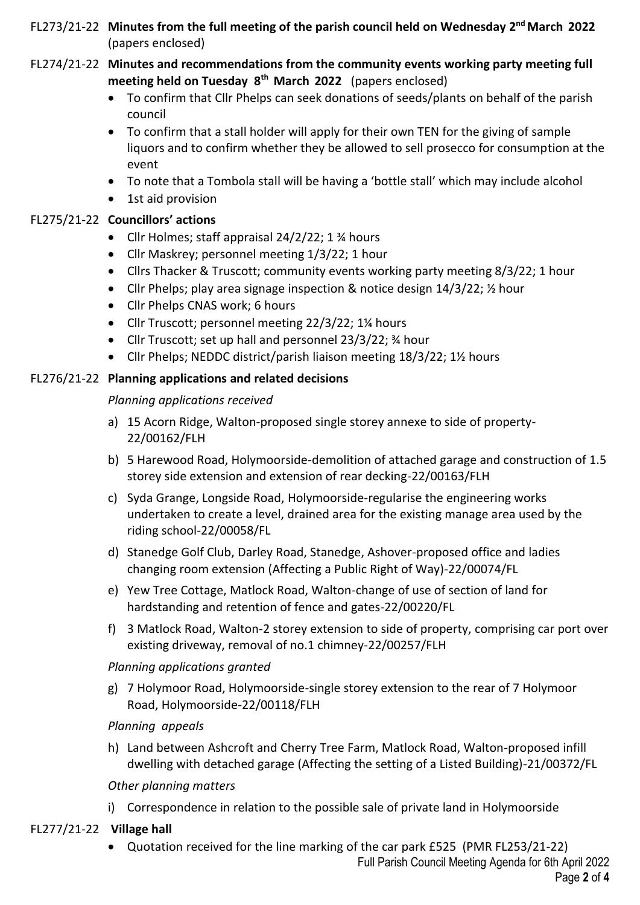FL273/21-22 **Minutes from the full meeting of the parish council held on Wednesday 2nd March 2022** (papers enclosed)

FL274/21-22 **Minutes and recommendations from the community events working party meeting full meeting held on Tuesday 8th March 2022** (papers enclosed)

- To confirm that Cllr Phelps can seek donations of seeds/plants on behalf of the parish council
- To confirm that a stall holder will apply for their own TEN for the giving of sample liquors and to confirm whether they be allowed to sell prosecco for consumption at the event
- To note that a Tombola stall will be having a 'bottle stall' which may include alcohol
- 1st aid provision

FL275/21-22 **Councillors' actions**

- Cllr Holmes; staff appraisal 24/2/22; 1 ¾ hours
- Cllr Maskrey; personnel meeting 1/3/22; 1 hour
- Cllrs Thacker & Truscott; community events working party meeting 8/3/22; 1 hour
- Cllr Phelps; play area signage inspection & notice design 14/3/22; ½ hour
- Cllr Phelps CNAS work; 6 hours
- Cllr Truscott; personnel meeting 22/3/22; 1¼ hours
- Cllr Truscott; set up hall and personnel 23/3/22; ¾ hour
- Cllr Phelps; NEDDC district/parish liaison meeting 18/3/22; 1½ hours

FL276/21-22 **Planning applications and related decisions**

*Planning applications received*

a) 15 Acorn Ridge, Walton-proposed single storey annexe to side of property-22/00162/FLH

b) 5 Harewood Road, Holymoorside-demolition of attached garage and construction of 1.5 storey side extension and extension of rear decking-22/00163/FLH

c) Syda Grange, Longside Road, Holymoorside-regularise the engineering works undertaken to create a level, drained area for the existing manage area used by the riding school-22/00058/FL

d) Stanedge Golf Club, Darley Road, Stanedge, Ashover-proposed office and ladies changing room extension (Affecting a Public Right of Way)-22/00074/FL

e) Yew Tree Cottage, Matlock Road, Walton-change of use of section of land for hardstanding and retention of fence and gates-22/00220/FL

f) 3 Matlock Road, Walton-2 storey extension to side of property, comprising car port over existing driveway, removal of no.1 chimney-22/00257/FLH

*Planning applications granted*

g) 7 Holymoor Road, Holymoorside-single storey extension to the rear of 7 Holymoor Road, Holymoorside-22/00118/FLH

*Planning appeals*

h) Land between Ashcroft and Cherry Tree Farm, Matlock Road, Walton-proposed infill dwelling with detached garage (Affecting the setting of a Listed Building)-21/00372/FL

*Other planning matters*

i) Correspondence in relation to the possible sale of private land in Holymoorside

FL277/21-22 **Village hall**

- Quotation received for the line marking of the car park £525 (PMR FL253/21-22)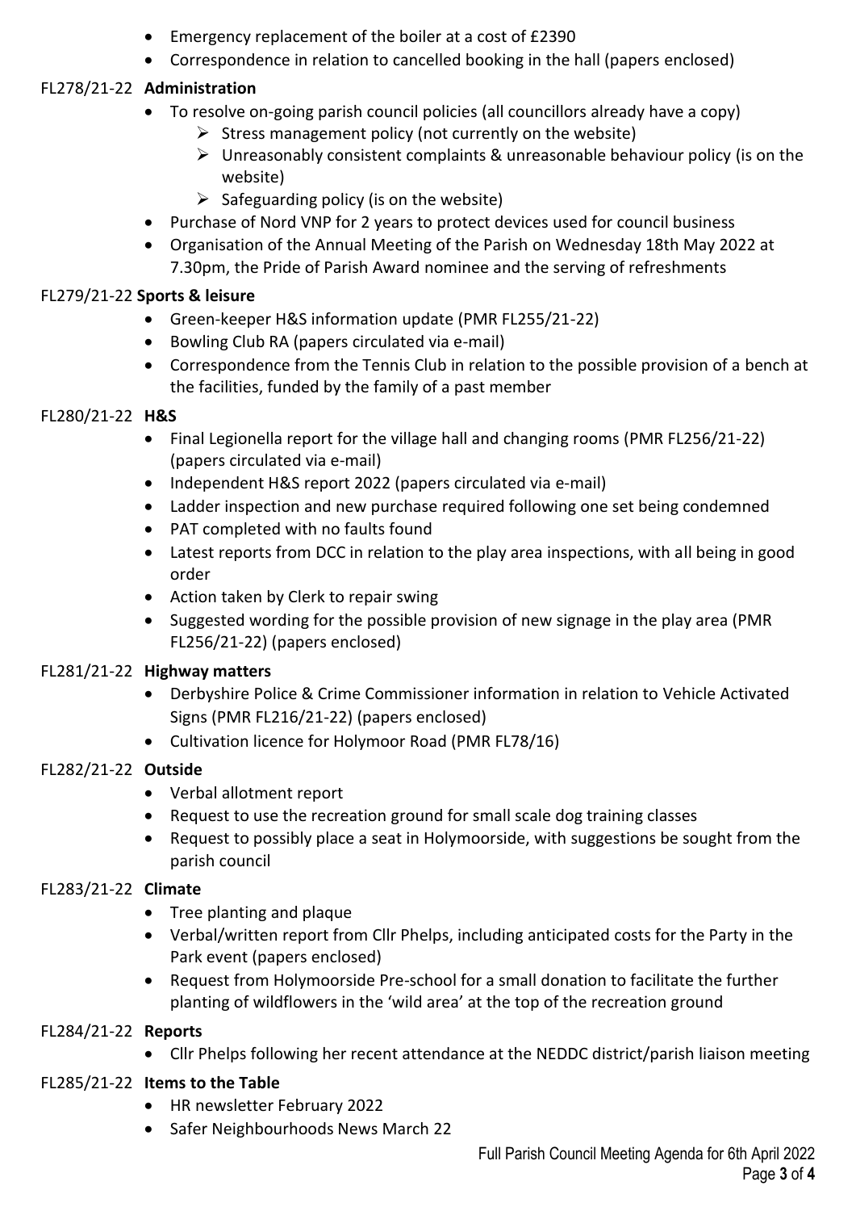- Emergency replacement of the boiler at a cost of £2390
- Correspondence in relation to cancelled booking in the hall (papers enclosed)

FL278/21-22 **Administration**

- To resolve on-going parish council policies (all councillors already have a copy)
  - Stress management policy (not currently on the website)
  - Unreasonably consistent complaints & unreasonable behaviour policy (is on the website)
  - Safeguarding policy (is on the website)
- Purchase of Nord VNP for 2 years to protect devices used for council business
- Organisation of the Annual Meeting of the Parish on Wednesday 18th May 2022 at 7.30pm, the Pride of Parish Award nominee and the serving of refreshments

FL279/21-22 **Sports & leisure**

- Green-keeper H&S information update (PMR FL255/21-22)
- Bowling Club RA (papers circulated via e-mail)
- Correspondence from the Tennis Club in relation to the possible provision of a bench at the facilities, funded by the family of a past member

FL280/21-22 **H&S**

- Final Legionella report for the village hall and changing rooms (PMR FL256/21-22) (papers circulated via e-mail)
- Independent H&S report 2022 (papers circulated via e-mail)
- Ladder inspection and new purchase required following one set being condemned
- PAT completed with no faults found
- Latest reports from DCC in relation to the play area inspections, with all being in good order
- Action taken by Clerk to repair swing
- Suggested wording for the possible provision of new signage in the play area (PMR FL256/21-22) (papers enclosed)

FL281/21-22 **Highway matters**

- Derbyshire Police & Crime Commissioner information in relation to Vehicle Activated Signs (PMR FL216/21-22) (papers enclosed)
- Cultivation licence for Holymoor Road (PMR FL78/16)

FL282/21-22 **Outside**

- Verbal allotment report
- Request to use the recreation ground for small scale dog training classes
- Request to possibly place a seat in Holymoorside, with suggestions be sought from the parish council

FL283/21-22 **Climate**

- Tree planting and plaque
- Verbal/written report from Cllr Phelps, including anticipated costs for the Party in the Park event (papers enclosed)
- Request from Holymoorside Pre-school for a small donation to facilitate the further planting of wildflowers in the 'wild area' at the top of the recreation ground

FL284/21-22 **Reports**

- Cllr Phelps following her recent attendance at the NEDDC district/parish liaison meeting

FL285/21-22 **Items to the Table**

- HR newsletter February 2022
- Safer Neighbourhoods News March 22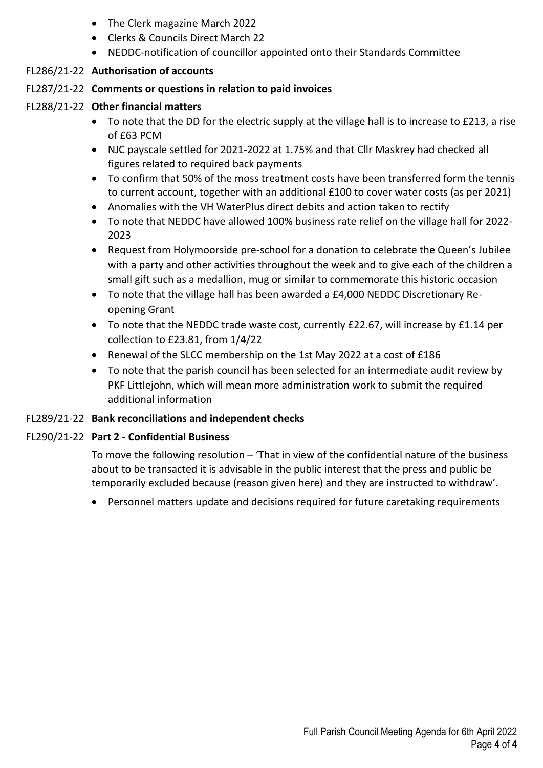- The Clerk magazine March 2022
- Clerks & Councils Direct March 22
- NEDDC-notification of councillor appointed onto their Standards Committee

FL286/21-22 **Authorisation of accounts**

FL287/21-22 **Comments or questions in relation to paid invoices**

FL288/21-22 **Other financial matters**

- To note that the DD for the electric supply at the village hall is to increase to £213, a rise of £63 PCM
- NJC payscale settled for 2021-2022 at 1.75% and that Cllr Maskrey had checked all figures related to required back payments
- To confirm that 50% of the moss treatment costs have been transferred form the tennis to current account, together with an additional £100 to cover water costs (as per 2021)
- Anomalies with the VH WaterPlus direct debits and action taken to rectify
- To note that NEDDC have allowed 100% business rate relief on the village hall for 2022-2023
- Request from Holymoorside pre-school for a donation to celebrate the Queen's Jubilee with a party and other activities throughout the week and to give each of the children a small gift such as a medallion, mug or similar to commemorate this historic occasion
- To note that the village hall has been awarded a £4,000 NEDDC Discretionary Re-opening Grant
- To note that the NEDDC trade waste cost, currently £22.67, will increase by £1.14 per collection to £23.81, from 1/4/22
- Renewal of the SLCC membership on the 1st May 2022 at a cost of £186
- To note that the parish council has been selected for an intermediate audit review by PKF Littlejohn, which will mean more administration work to submit the required additional information

FL289/21-22 **Bank reconciliations and independent checks**

FL290/21-22 **Part 2 - Confidential Business**

To move the following resolution – 'That in view of the confidential nature of the business about to be transacted it is advisable in the public interest that the press and public be temporarily excluded because (reason given here) and they are instructed to withdraw'.

- Personnel matters update and decisions required for future caretaking requirements